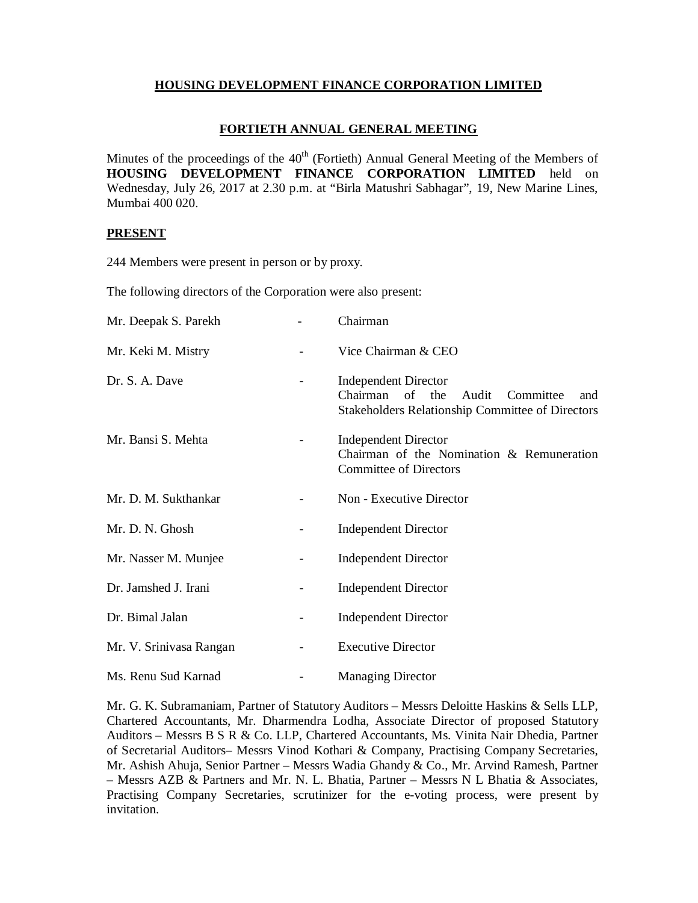# HOUSING DEVELOPMENT FINANCE CORPORATION LIMITED

## FORTIETH ANNUAL GENERAL MEETING

Minutes of the proceedings of the 40th (Fortieth) Annual General Meeting of the Members of **HOUSING DEVELOPMENT FINANCE CORPORATION LIMITED** held on Wednesday, July 26, 2017 at 2.30 p.m. at "Birla Matushri Sabhagar", 19, New Marine Lines, Mumbai 400 020.

### PRESENT

244 Members were present in person or by proxy.

The following directors of the Corporation were also present:

| | | |
|---|---|---|
| Mr. Deepak S. Parekh | - | Chairman |
| Mr. Keki M. Mistry | - | Vice Chairman & CEO |
| Dr. S. A. Dave | - | Independent Director<br>Chairman of the Audit Committee and Stakeholders Relationship Committee of Directors |
| Mr. Bansi S. Mehta | - | Independent Director<br>Chairman of the Nomination & Remuneration Committee of Directors |
| Mr. D. M. Sukthankar | - | Non - Executive Director |
| Mr. D. N. Ghosh | - | Independent Director |
| Mr. Nasser M. Munjee | - | Independent Director |
| Dr. Jamshed J. Irani | - | Independent Director |
| Dr. Bimal Jalan | - | Independent Director |
| Mr. V. Srinivasa Rangan | - | Executive Director |
| Ms. Renu Sud Karnad | - | Managing Director |

Mr. G. K. Subramaniam, Partner of Statutory Auditors – Messrs Deloitte Haskins & Sells LLP, Chartered Accountants, Mr. Dharmendra Lodha, Associate Director of proposed Statutory Auditors – Messrs B S R & Co. LLP, Chartered Accountants, Ms. Vinita Nair Dhedia, Partner of Secretarial Auditors– Messrs Vinod Kothari & Company, Practising Company Secretaries, Mr. Ashish Ahuja, Senior Partner – Messrs Wadia Ghandy & Co., Mr. Arvind Ramesh, Partner – Messrs AZB & Partners and Mr. N. L. Bhatia, Partner – Messrs N L Bhatia & Associates, Practising Company Secretaries, scrutinizer for the e-voting process, were present by invitation.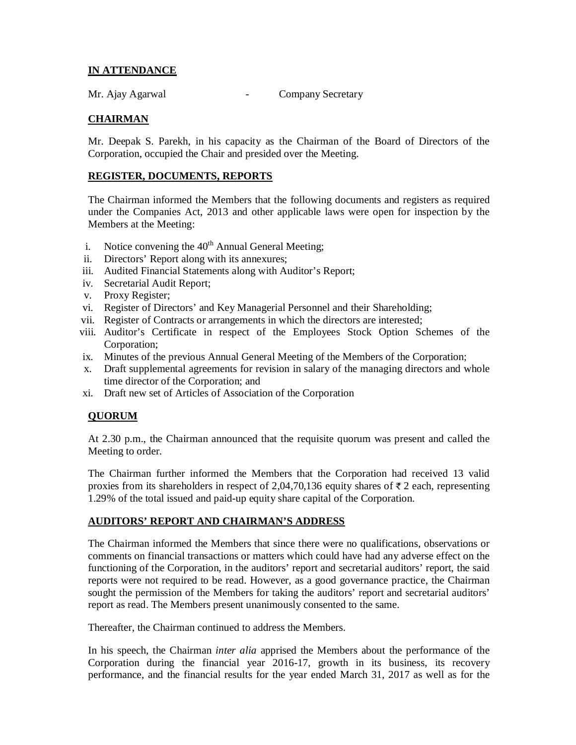**IN ATTENDANCE**

Mr. Ajay Agarwal - Company Secretary

**CHAIRMAN**

Mr. Deepak S. Parekh, in his capacity as the Chairman of the Board of Directors of the Corporation, occupied the Chair and presided over the Meeting.

**REGISTER, DOCUMENTS, REPORTS**

The Chairman informed the Members that the following documents and registers as required under the Companies Act, 2013 and other applicable laws were open for inspection by the Members at the Meeting:

i. Notice convening the 40th Annual General Meeting;
ii. Directors' Report along with its annexures;
iii. Audited Financial Statements along with Auditor's Report;
iv. Secretarial Audit Report;
v. Proxy Register;
vi. Register of Directors' and Key Managerial Personnel and their Shareholding;
vii. Register of Contracts or arrangements in which the directors are interested;
viii. Auditor's Certificate in respect of the Employees Stock Option Schemes of the Corporation;
ix. Minutes of the previous Annual General Meeting of the Members of the Corporation;
x. Draft supplemental agreements for revision in salary of the managing directors and whole time director of the Corporation; and
xi. Draft new set of Articles of Association of the Corporation

**QUORUM**

At 2.30 p.m., the Chairman announced that the requisite quorum was present and called the Meeting to order.

The Chairman further informed the Members that the Corporation had received 13 valid proxies from its shareholders in respect of 2,04,70,136 equity shares of ₹ 2 each, representing 1.29% of the total issued and paid-up equity share capital of the Corporation.

**AUDITORS' REPORT AND CHAIRMAN'S ADDRESS**

The Chairman informed the Members that since there were no qualifications, observations or comments on financial transactions or matters which could have had any adverse effect on the functioning of the Corporation, in the auditors' report and secretarial auditors' report, the said reports were not required to be read. However, as a good governance practice, the Chairman sought the permission of the Members for taking the auditors' report and secretarial auditors' report as read. The Members present unanimously consented to the same.

Thereafter, the Chairman continued to address the Members.

In his speech, the Chairman *inter alia* apprised the Members about the performance of the Corporation during the financial year 2016-17, growth in its business, its recovery performance, and the financial results for the year ended March 31, 2017 as well as for the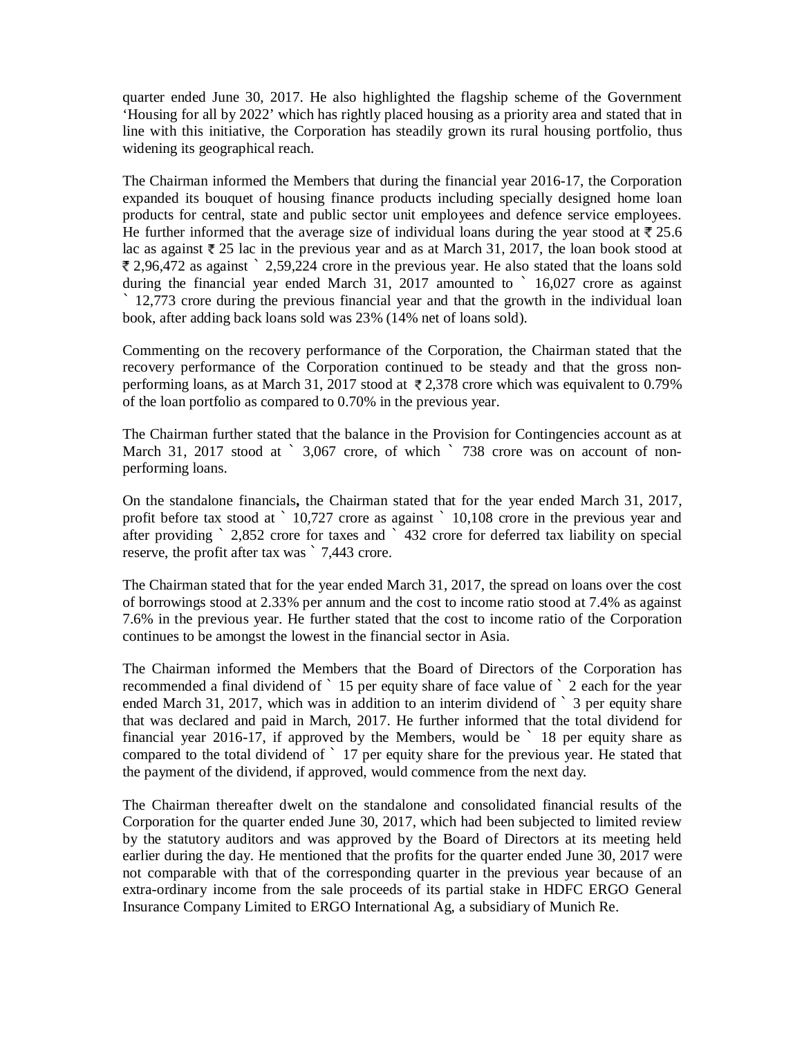quarter ended June 30, 2017. He also highlighted the flagship scheme of the Government 'Housing for all by 2022' which has rightly placed housing as a priority area and stated that in line with this initiative, the Corporation has steadily grown its rural housing portfolio, thus widening its geographical reach.

The Chairman informed the Members that during the financial year 2016-17, the Corporation expanded its bouquet of housing finance products including specially designed home loan products for central, state and public sector unit employees and defence service employees. He further informed that the average size of individual loans during the year stood at ₹ 25.6 lac as against ₹ 25 lac in the previous year and as at March 31, 2017, the loan book stood at ₹ 2,96,472 as against ` 2,59,224 crore in the previous year. He also stated that the loans sold during the financial year ended March 31, 2017 amounted to ` 16,027 crore as against ` 12,773 crore during the previous financial year and that the growth in the individual loan book, after adding back loans sold was 23% (14% net of loans sold).

Commenting on the recovery performance of the Corporation, the Chairman stated that the recovery performance of the Corporation continued to be steady and that the gross non-performing loans, as at March 31, 2017 stood at ₹ 2,378 crore which was equivalent to 0.79% of the loan portfolio as compared to 0.70% in the previous year.

The Chairman further stated that the balance in the Provision for Contingencies account as at March 31, 2017 stood at ` 3,067 crore, of which ` 738 crore was on account of non-performing loans.

On the standalone financials**,** the Chairman stated that for the year ended March 31, 2017, profit before tax stood at ` 10,727 crore as against ` 10,108 crore in the previous year and after providing ` 2,852 crore for taxes and ` 432 crore for deferred tax liability on special reserve, the profit after tax was ` 7,443 crore.

The Chairman stated that for the year ended March 31, 2017, the spread on loans over the cost of borrowings stood at 2.33% per annum and the cost to income ratio stood at 7.4% as against 7.6% in the previous year. He further stated that the cost to income ratio of the Corporation continues to be amongst the lowest in the financial sector in Asia.

The Chairman informed the Members that the Board of Directors of the Corporation has recommended a final dividend of ` 15 per equity share of face value of ` 2 each for the year ended March 31, 2017, which was in addition to an interim dividend of ` 3 per equity share that was declared and paid in March, 2017. He further informed that the total dividend for financial year 2016-17, if approved by the Members, would be ` 18 per equity share as compared to the total dividend of ` 17 per equity share for the previous year. He stated that the payment of the dividend, if approved, would commence from the next day.

The Chairman thereafter dwelt on the standalone and consolidated financial results of the Corporation for the quarter ended June 30, 2017, which had been subjected to limited review by the statutory auditors and was approved by the Board of Directors at its meeting held earlier during the day. He mentioned that the profits for the quarter ended June 30, 2017 were not comparable with that of the corresponding quarter in the previous year because of an extra-ordinary income from the sale proceeds of its partial stake in HDFC ERGO General Insurance Company Limited to ERGO International Ag, a subsidiary of Munich Re.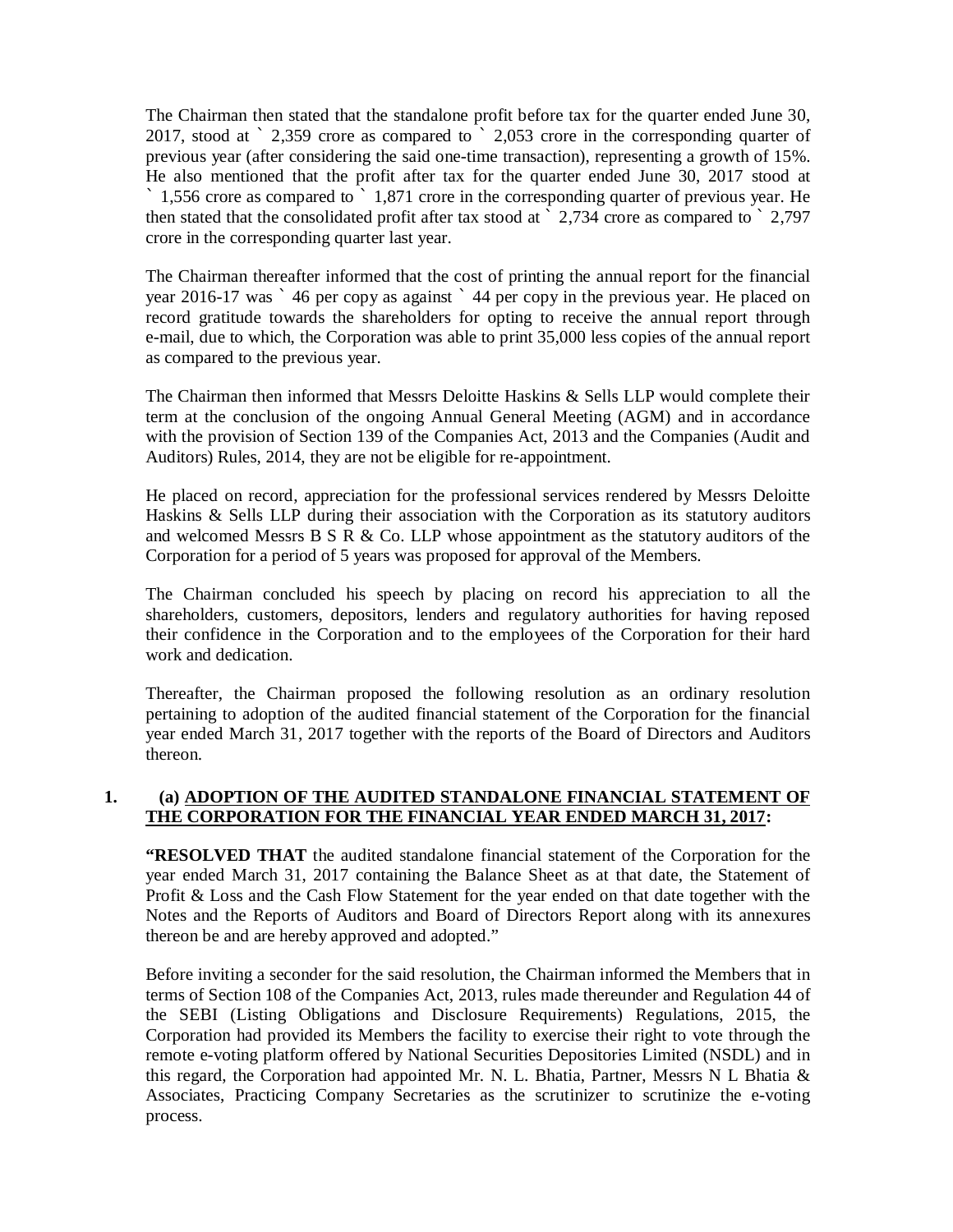The Chairman then stated that the standalone profit before tax for the quarter ended June 30, 2017, stood at ` 2,359 crore as compared to ` 2,053 crore in the corresponding quarter of previous year (after considering the said one-time transaction), representing a growth of 15%. He also mentioned that the profit after tax for the quarter ended June 30, 2017 stood at ` 1,556 crore as compared to ` 1,871 crore in the corresponding quarter of previous year. He then stated that the consolidated profit after tax stood at ` 2,734 crore as compared to ` 2,797 crore in the corresponding quarter last year.

The Chairman thereafter informed that the cost of printing the annual report for the financial year 2016-17 was ` 46 per copy as against ` 44 per copy in the previous year. He placed on record gratitude towards the shareholders for opting to receive the annual report through e-mail, due to which, the Corporation was able to print 35,000 less copies of the annual report as compared to the previous year.

The Chairman then informed that Messrs Deloitte Haskins & Sells LLP would complete their term at the conclusion of the ongoing Annual General Meeting (AGM) and in accordance with the provision of Section 139 of the Companies Act, 2013 and the Companies (Audit and Auditors) Rules, 2014, they are not be eligible for re-appointment.

He placed on record, appreciation for the professional services rendered by Messrs Deloitte Haskins & Sells LLP during their association with the Corporation as its statutory auditors and welcomed Messrs B S R & Co. LLP whose appointment as the statutory auditors of the Corporation for a period of 5 years was proposed for approval of the Members.

The Chairman concluded his speech by placing on record his appreciation to all the shareholders, customers, depositors, lenders and regulatory authorities for having reposed their confidence in the Corporation and to the employees of the Corporation for their hard work and dedication.

Thereafter, the Chairman proposed the following resolution as an ordinary resolution pertaining to adoption of the audited financial statement of the Corporation for the financial year ended March 31, 2017 together with the reports of the Board of Directors and Auditors thereon.

**1. (a) ADOPTION OF THE AUDITED STANDALONE FINANCIAL STATEMENT OF THE CORPORATION FOR THE FINANCIAL YEAR ENDED MARCH 31, 2017:**

"**RESOLVED THAT** the audited standalone financial statement of the Corporation for the year ended March 31, 2017 containing the Balance Sheet as at that date, the Statement of Profit & Loss and the Cash Flow Statement for the year ended on that date together with the Notes and the Reports of Auditors and Board of Directors Report along with its annexures thereon be and are hereby approved and adopted."

Before inviting a seconder for the said resolution, the Chairman informed the Members that in terms of Section 108 of the Companies Act, 2013, rules made thereunder and Regulation 44 of the SEBI (Listing Obligations and Disclosure Requirements) Regulations, 2015, the Corporation had provided its Members the facility to exercise their right to vote through the remote e-voting platform offered by National Securities Depositories Limited (NSDL) and in this regard, the Corporation had appointed Mr. N. L. Bhatia, Partner, Messrs N L Bhatia & Associates, Practicing Company Secretaries as the scrutinizer to scrutinize the e-voting process.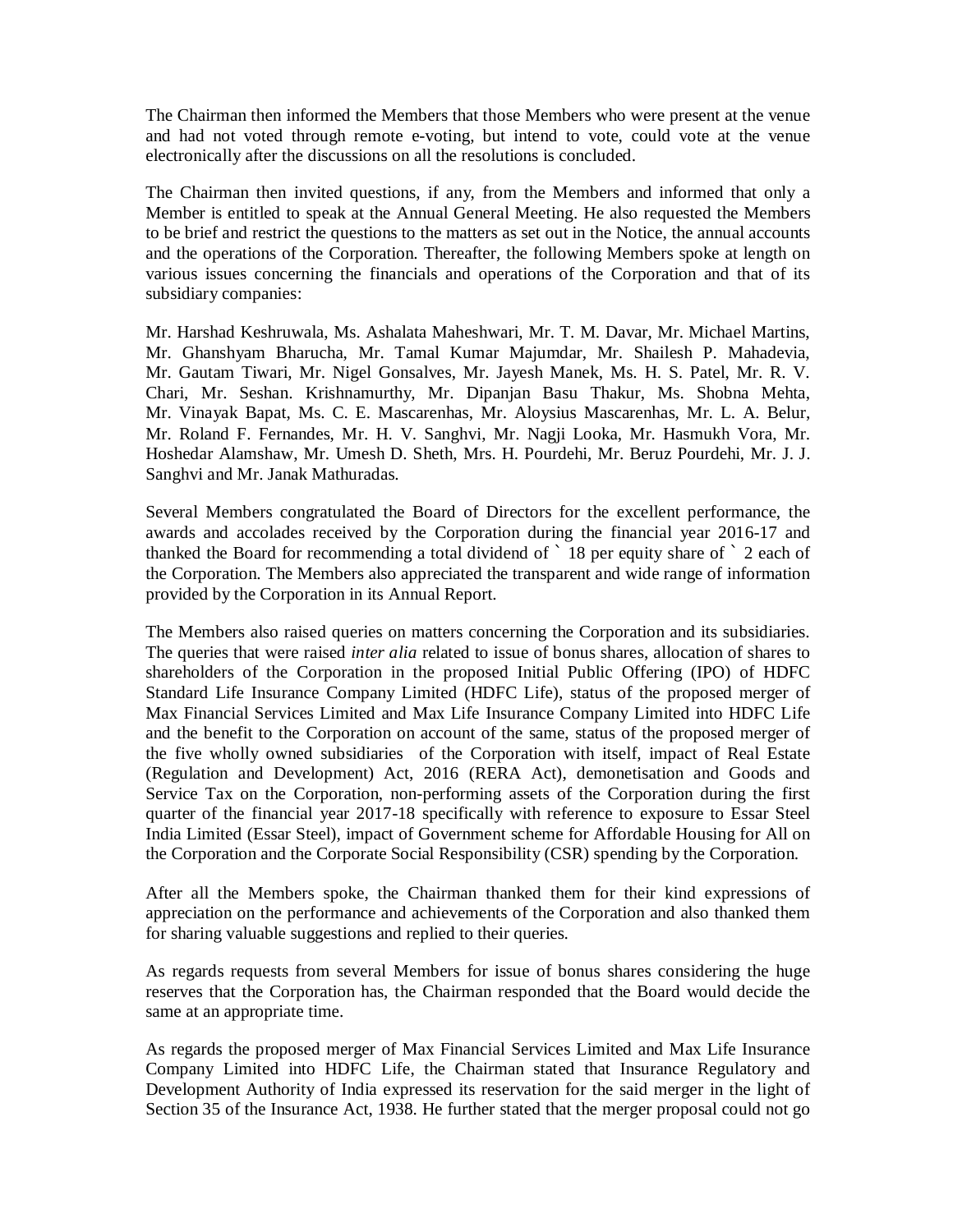The Chairman then informed the Members that those Members who were present at the venue and had not voted through remote e-voting, but intend to vote, could vote at the venue electronically after the discussions on all the resolutions is concluded.

The Chairman then invited questions, if any, from the Members and informed that only a Member is entitled to speak at the Annual General Meeting. He also requested the Members to be brief and restrict the questions to the matters as set out in the Notice, the annual accounts and the operations of the Corporation. Thereafter, the following Members spoke at length on various issues concerning the financials and operations of the Corporation and that of its subsidiary companies:

Mr. Harshad Keshruwala, Ms. Ashalata Maheshwari, Mr. T. M. Davar, Mr. Michael Martins, Mr. Ghanshyam Bharucha, Mr. Tamal Kumar Majumdar, Mr. Shailesh P. Mahadevia, Mr. Gautam Tiwari, Mr. Nigel Gonsalves, Mr. Jayesh Manek, Ms. H. S. Patel, Mr. R. V. Chari, Mr. Seshan. Krishnamurthy, Mr. Dipanjan Basu Thakur, Ms. Shobna Mehta, Mr. Vinayak Bapat, Ms. C. E. Mascarenhas, Mr. Aloysius Mascarenhas, Mr. L. A. Belur, Mr. Roland F. Fernandes, Mr. H. V. Sanghvi, Mr. Nagji Looka, Mr. Hasmukh Vora, Mr. Hoshedar Alamshaw, Mr. Umesh D. Sheth, Mrs. H. Pourdehi, Mr. Beruz Pourdehi, Mr. J. J. Sanghvi and Mr. Janak Mathuradas.

Several Members congratulated the Board of Directors for the excellent performance, the awards and accolades received by the Corporation during the financial year 2016-17 and thanked the Board for recommending a total dividend of ` 18 per equity share of ` 2 each of the Corporation. The Members also appreciated the transparent and wide range of information provided by the Corporation in its Annual Report.

The Members also raised queries on matters concerning the Corporation and its subsidiaries. The queries that were raised *inter alia* related to issue of bonus shares, allocation of shares to shareholders of the Corporation in the proposed Initial Public Offering (IPO) of HDFC Standard Life Insurance Company Limited (HDFC Life), status of the proposed merger of Max Financial Services Limited and Max Life Insurance Company Limited into HDFC Life and the benefit to the Corporation on account of the same, status of the proposed merger of the five wholly owned subsidiaries of the Corporation with itself, impact of Real Estate (Regulation and Development) Act, 2016 (RERA Act), demonetisation and Goods and Service Tax on the Corporation, non-performing assets of the Corporation during the first quarter of the financial year 2017-18 specifically with reference to exposure to Essar Steel India Limited (Essar Steel), impact of Government scheme for Affordable Housing for All on the Corporation and the Corporate Social Responsibility (CSR) spending by the Corporation.

After all the Members spoke, the Chairman thanked them for their kind expressions of appreciation on the performance and achievements of the Corporation and also thanked them for sharing valuable suggestions and replied to their queries.

As regards requests from several Members for issue of bonus shares considering the huge reserves that the Corporation has, the Chairman responded that the Board would decide the same at an appropriate time.

As regards the proposed merger of Max Financial Services Limited and Max Life Insurance Company Limited into HDFC Life, the Chairman stated that Insurance Regulatory and Development Authority of India expressed its reservation for the said merger in the light of Section 35 of the Insurance Act, 1938. He further stated that the merger proposal could not go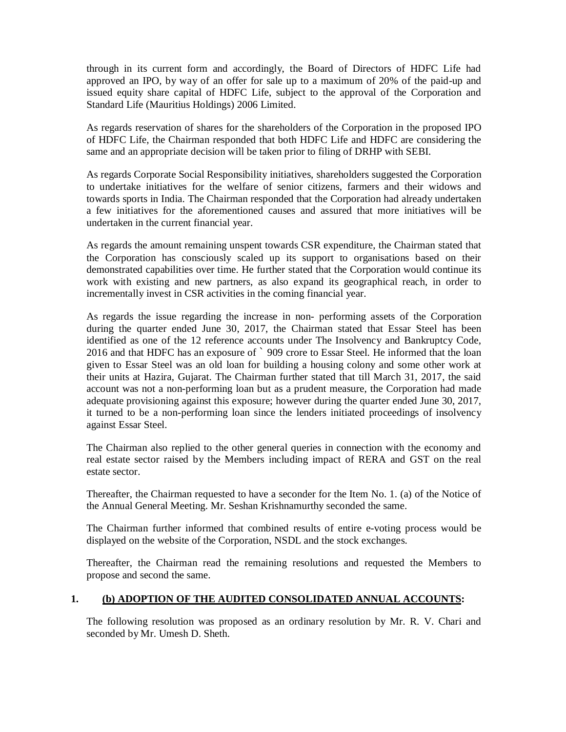through in its current form and accordingly, the Board of Directors of HDFC Life had approved an IPO, by way of an offer for sale up to a maximum of 20% of the paid-up and issued equity share capital of HDFC Life, subject to the approval of the Corporation and Standard Life (Mauritius Holdings) 2006 Limited.

As regards reservation of shares for the shareholders of the Corporation in the proposed IPO of HDFC Life, the Chairman responded that both HDFC Life and HDFC are considering the same and an appropriate decision will be taken prior to filing of DRHP with SEBI.

As regards Corporate Social Responsibility initiatives, shareholders suggested the Corporation to undertake initiatives for the welfare of senior citizens, farmers and their widows and towards sports in India. The Chairman responded that the Corporation had already undertaken a few initiatives for the aforementioned causes and assured that more initiatives will be undertaken in the current financial year.

As regards the amount remaining unspent towards CSR expenditure, the Chairman stated that the Corporation has consciously scaled up its support to organisations based on their demonstrated capabilities over time. He further stated that the Corporation would continue its work with existing and new partners, as also expand its geographical reach, in order to incrementally invest in CSR activities in the coming financial year.

As regards the issue regarding the increase in non- performing assets of the Corporation during the quarter ended June 30, 2017, the Chairman stated that Essar Steel has been identified as one of the 12 reference accounts under The Insolvency and Bankruptcy Code, 2016 and that HDFC has an exposure of ` 909 crore to Essar Steel. He informed that the loan given to Essar Steel was an old loan for building a housing colony and some other work at their units at Hazira, Gujarat. The Chairman further stated that till March 31, 2017, the said account was not a non-performing loan but as a prudent measure, the Corporation had made adequate provisioning against this exposure; however during the quarter ended June 30, 2017, it turned to be a non-performing loan since the lenders initiated proceedings of insolvency against Essar Steel.

The Chairman also replied to the other general queries in connection with the economy and real estate sector raised by the Members including impact of RERA and GST on the real estate sector.

Thereafter, the Chairman requested to have a seconder for the Item No. 1. (a) of the Notice of the Annual General Meeting. Mr. Seshan Krishnamurthy seconded the same.

The Chairman further informed that combined results of entire e-voting process would be displayed on the website of the Corporation, NSDL and the stock exchanges.

Thereafter, the Chairman read the remaining resolutions and requested the Members to propose and second the same.

**1. (b) ADOPTION OF THE AUDITED CONSOLIDATED ANNUAL ACCOUNTS:**

The following resolution was proposed as an ordinary resolution by Mr. R. V. Chari and seconded by Mr. Umesh D. Sheth.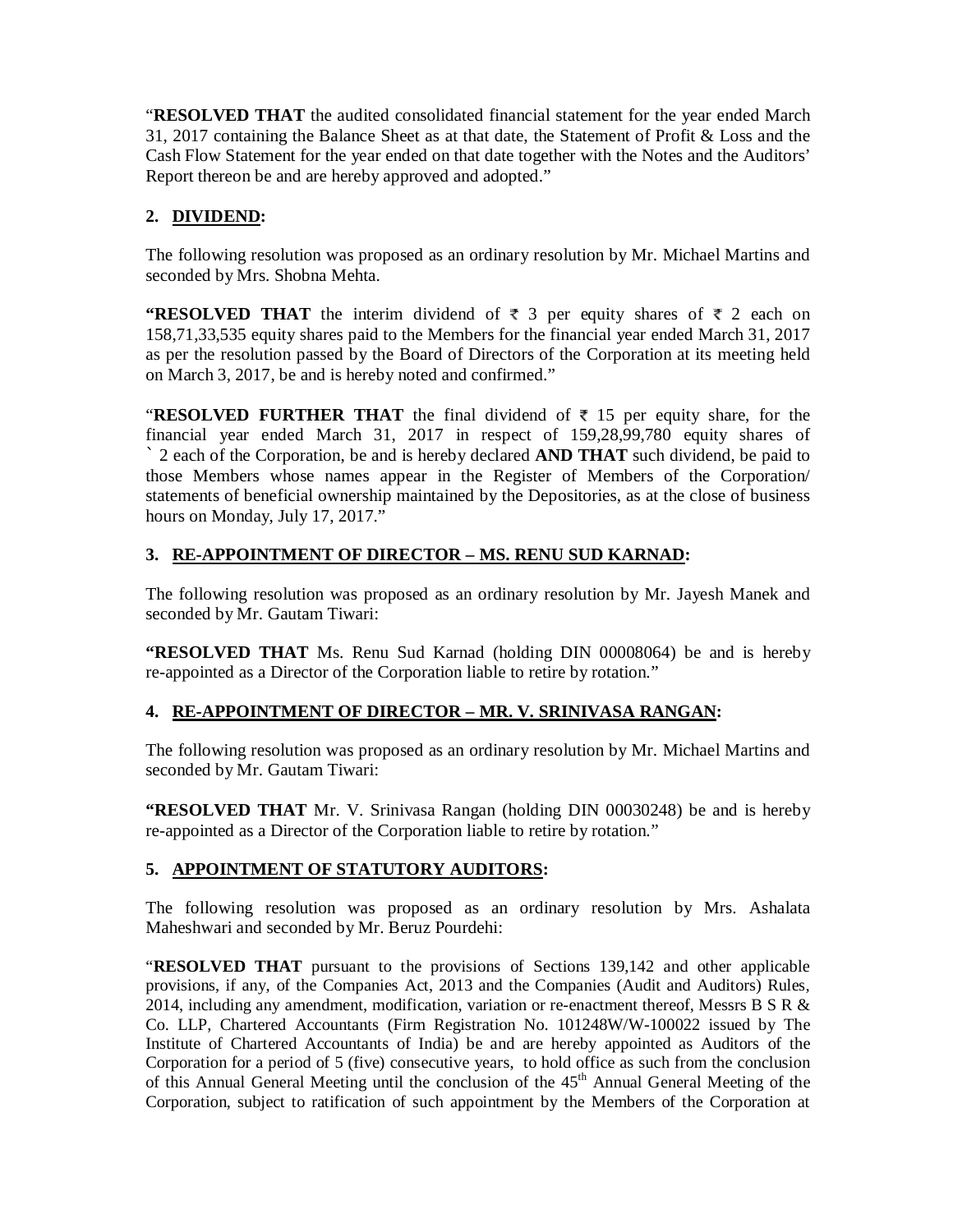"**RESOLVED THAT** the audited consolidated financial statement for the year ended March 31, 2017 containing the Balance Sheet as at that date, the Statement of Profit & Loss and the Cash Flow Statement for the year ended on that date together with the Notes and the Auditors' Report thereon be and are hereby approved and adopted."

## 2. DIVIDEND:

The following resolution was proposed as an ordinary resolution by Mr. Michael Martins and seconded by Mrs. Shobna Mehta.

"**RESOLVED THAT** the interim dividend of ₹ 3 per equity shares of ₹ 2 each on 158,71,33,535 equity shares paid to the Members for the financial year ended March 31, 2017 as per the resolution passed by the Board of Directors of the Corporation at its meeting held on March 3, 2017, be and is hereby noted and confirmed."

"**RESOLVED FURTHER THAT** the final dividend of ₹ 15 per equity share, for the financial year ended March 31, 2017 in respect of 159,28,99,780 equity shares of ` 2 each of the Corporation, be and is hereby declared **AND THAT** such dividend, be paid to those Members whose names appear in the Register of Members of the Corporation/ statements of beneficial ownership maintained by the Depositories, as at the close of business hours on Monday, July 17, 2017."

## 3. RE-APPOINTMENT OF DIRECTOR – MS. RENU SUD KARNAD:

The following resolution was proposed as an ordinary resolution by Mr. Jayesh Manek and seconded by Mr. Gautam Tiwari:

"**RESOLVED THAT** Ms. Renu Sud Karnad (holding DIN 00008064) be and is hereby re-appointed as a Director of the Corporation liable to retire by rotation."

## 4. RE-APPOINTMENT OF DIRECTOR – MR. V. SRINIVASA RANGAN:

The following resolution was proposed as an ordinary resolution by Mr. Michael Martins and seconded by Mr. Gautam Tiwari:

"**RESOLVED THAT** Mr. V. Srinivasa Rangan (holding DIN 00030248) be and is hereby re-appointed as a Director of the Corporation liable to retire by rotation."

## 5. APPOINTMENT OF STATUTORY AUDITORS:

The following resolution was proposed as an ordinary resolution by Mrs. Ashalata Maheshwari and seconded by Mr. Beruz Pourdehi:

"**RESOLVED THAT** pursuant to the provisions of Sections 139,142 and other applicable provisions, if any, of the Companies Act, 2013 and the Companies (Audit and Auditors) Rules, 2014, including any amendment, modification, variation or re-enactment thereof, Messrs B S R & Co. LLP, Chartered Accountants (Firm Registration No. 101248W/W-100022 issued by The Institute of Chartered Accountants of India) be and are hereby appointed as Auditors of the Corporation for a period of 5 (five) consecutive years, to hold office as such from the conclusion of this Annual General Meeting until the conclusion of the 45th Annual General Meeting of the Corporation, subject to ratification of such appointment by the Members of the Corporation at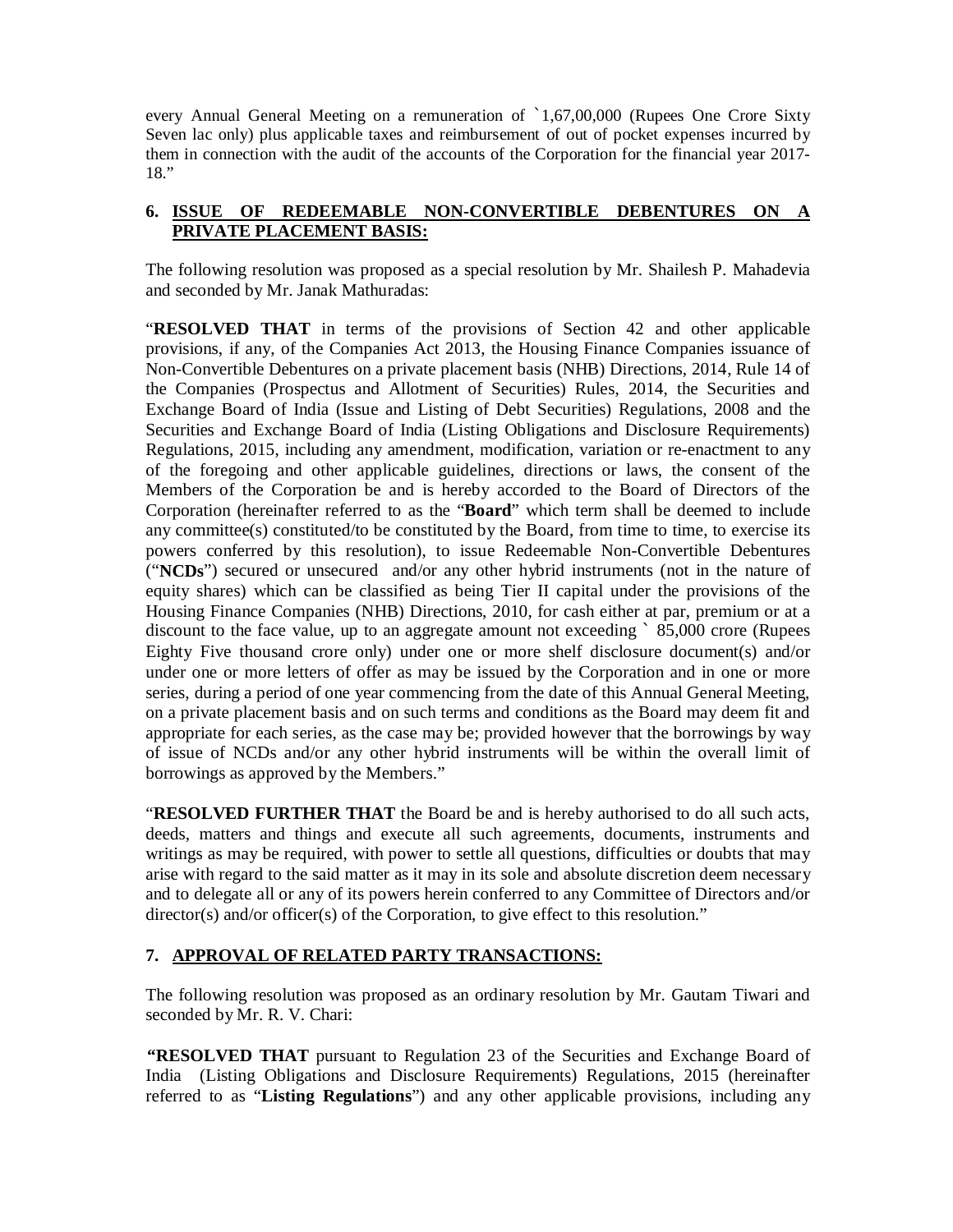every Annual General Meeting on a remuneration of `1,67,00,000 (Rupees One Crore Sixty Seven lac only) plus applicable taxes and reimbursement of out of pocket expenses incurred by them in connection with the audit of the accounts of the Corporation for the financial year 2017-18."

## 6. ISSUE OF REDEEMABLE NON-CONVERTIBLE DEBENTURES ON A PRIVATE PLACEMENT BASIS:

The following resolution was proposed as a special resolution by Mr. Shailesh P. Mahadevia and seconded by Mr. Janak Mathuradas:

"**RESOLVED THAT** in terms of the provisions of Section 42 and other applicable provisions, if any, of the Companies Act 2013, the Housing Finance Companies issuance of Non-Convertible Debentures on a private placement basis (NHB) Directions, 2014, Rule 14 of the Companies (Prospectus and Allotment of Securities) Rules, 2014, the Securities and Exchange Board of India (Issue and Listing of Debt Securities) Regulations, 2008 and the Securities and Exchange Board of India (Listing Obligations and Disclosure Requirements) Regulations, 2015, including any amendment, modification, variation or re-enactment to any of the foregoing and other applicable guidelines, directions or laws, the consent of the Members of the Corporation be and is hereby accorded to the Board of Directors of the Corporation (hereinafter referred to as the "**Board**" which term shall be deemed to include any committee(s) constituted/to be constituted by the Board, from time to time, to exercise its powers conferred by this resolution), to issue Redeemable Non-Convertible Debentures ("**NCDs**") secured or unsecured and/or any other hybrid instruments (not in the nature of equity shares) which can be classified as being Tier II capital under the provisions of the Housing Finance Companies (NHB) Directions, 2010, for cash either at par, premium or at a discount to the face value, up to an aggregate amount not exceeding ` 85,000 crore (Rupees Eighty Five thousand crore only) under one or more shelf disclosure document(s) and/or under one or more letters of offer as may be issued by the Corporation and in one or more series, during a period of one year commencing from the date of this Annual General Meeting, on a private placement basis and on such terms and conditions as the Board may deem fit and appropriate for each series, as the case may be; provided however that the borrowings by way of issue of NCDs and/or any other hybrid instruments will be within the overall limit of borrowings as approved by the Members."

"**RESOLVED FURTHER THAT** the Board be and is hereby authorised to do all such acts, deeds, matters and things and execute all such agreements, documents, instruments and writings as may be required, with power to settle all questions, difficulties or doubts that may arise with regard to the said matter as it may in its sole and absolute discretion deem necessary and to delegate all or any of its powers herein conferred to any Committee of Directors and/or director(s) and/or officer(s) of the Corporation, to give effect to this resolution."

## 7. APPROVAL OF RELATED PARTY TRANSACTIONS:

The following resolution was proposed as an ordinary resolution by Mr. Gautam Tiwari and seconded by Mr. R. V. Chari:

**"RESOLVED THAT** pursuant to Regulation 23 of the Securities and Exchange Board of India (Listing Obligations and Disclosure Requirements) Regulations, 2015 (hereinafter referred to as "**Listing Regulations**") and any other applicable provisions, including any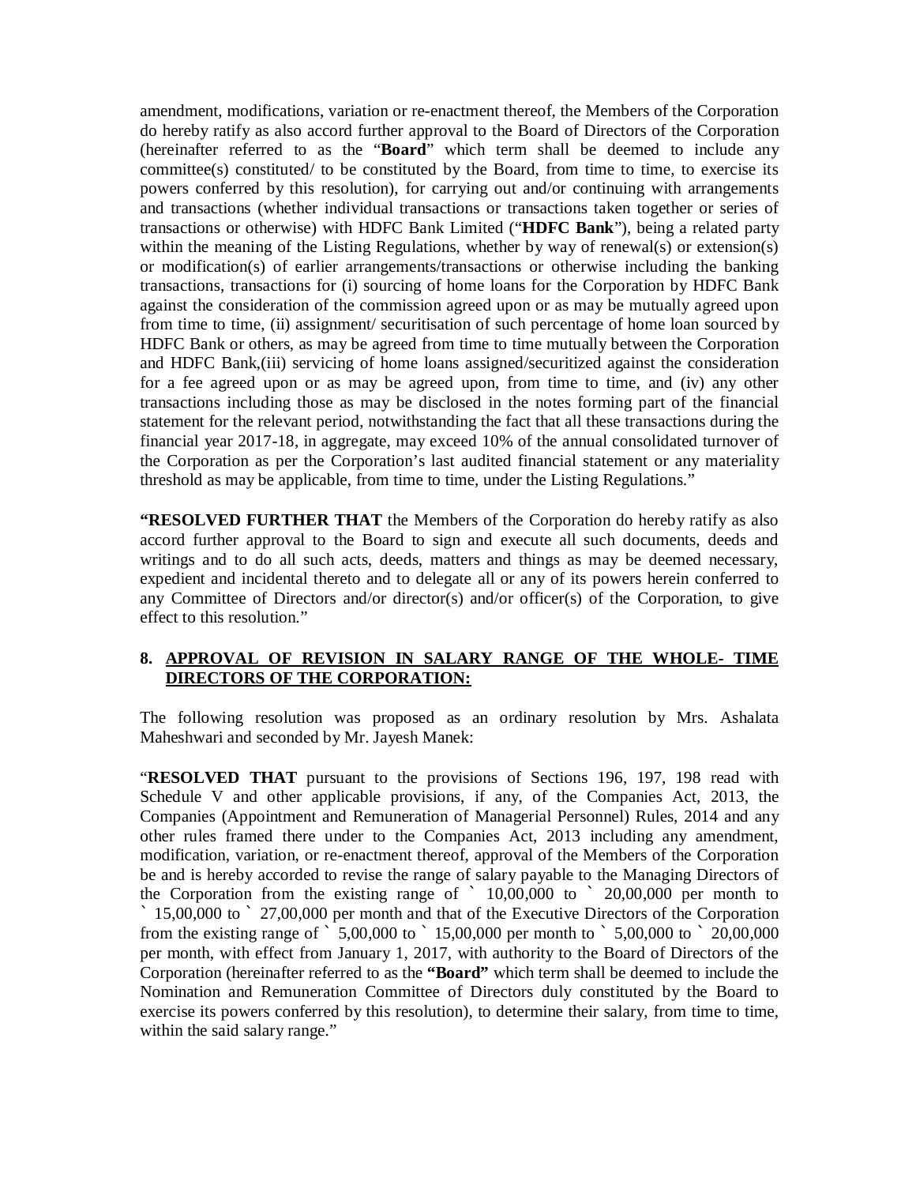amendment, modifications, variation or re-enactment thereof, the Members of the Corporation do hereby ratify as also accord further approval to the Board of Directors of the Corporation (hereinafter referred to as the "**Board**" which term shall be deemed to include any committee(s) constituted/ to be constituted by the Board, from time to time, to exercise its powers conferred by this resolution), for carrying out and/or continuing with arrangements and transactions (whether individual transactions or transactions taken together or series of transactions or otherwise) with HDFC Bank Limited ("**HDFC Bank**"), being a related party within the meaning of the Listing Regulations, whether by way of renewal(s) or extension(s) or modification(s) of earlier arrangements/transactions or otherwise including the banking transactions, transactions for (i) sourcing of home loans for the Corporation by HDFC Bank against the consideration of the commission agreed upon or as may be mutually agreed upon from time to time, (ii) assignment/ securitisation of such percentage of home loan sourced by HDFC Bank or others, as may be agreed from time to time mutually between the Corporation and HDFC Bank,(iii) servicing of home loans assigned/securitized against the consideration for a fee agreed upon or as may be agreed upon, from time to time, and (iv) any other transactions including those as may be disclosed in the notes forming part of the financial statement for the relevant period, notwithstanding the fact that all these transactions during the financial year 2017-18, in aggregate, may exceed 10% of the annual consolidated turnover of the Corporation as per the Corporation's last audited financial statement or any materiality threshold as may be applicable, from time to time, under the Listing Regulations."

**"RESOLVED FURTHER THAT** the Members of the Corporation do hereby ratify as also accord further approval to the Board to sign and execute all such documents, deeds and writings and to do all such acts, deeds, matters and things as may be deemed necessary, expedient and incidental thereto and to delegate all or any of its powers herein conferred to any Committee of Directors and/or director(s) and/or officer(s) of the Corporation, to give effect to this resolution."

**8. APPROVAL OF REVISION IN SALARY RANGE OF THE WHOLE- TIME DIRECTORS OF THE CORPORATION:**

The following resolution was proposed as an ordinary resolution by Mrs. Ashalata Maheshwari and seconded by Mr. Jayesh Manek:

"**RESOLVED THAT** pursuant to the provisions of Sections 196, 197, 198 read with Schedule V and other applicable provisions, if any, of the Companies Act, 2013, the Companies (Appointment and Remuneration of Managerial Personnel) Rules, 2014 and any other rules framed there under to the Companies Act, 2013 including any amendment, modification, variation, or re-enactment thereof, approval of the Members of the Corporation be and is hereby accorded to revise the range of salary payable to the Managing Directors of the Corporation from the existing range of ` 10,00,000 to ` 20,00,000 per month to ` 15,00,000 to ` 27,00,000 per month and that of the Executive Directors of the Corporation from the existing range of ` 5,00,000 to ` 15,00,000 per month to ` 5,00,000 to ` 20,00,000 per month, with effect from January 1, 2017, with authority to the Board of Directors of the Corporation (hereinafter referred to as the **"Board"** which term shall be deemed to include the Nomination and Remuneration Committee of Directors duly constituted by the Board to exercise its powers conferred by this resolution), to determine their salary, from time to time, within the said salary range."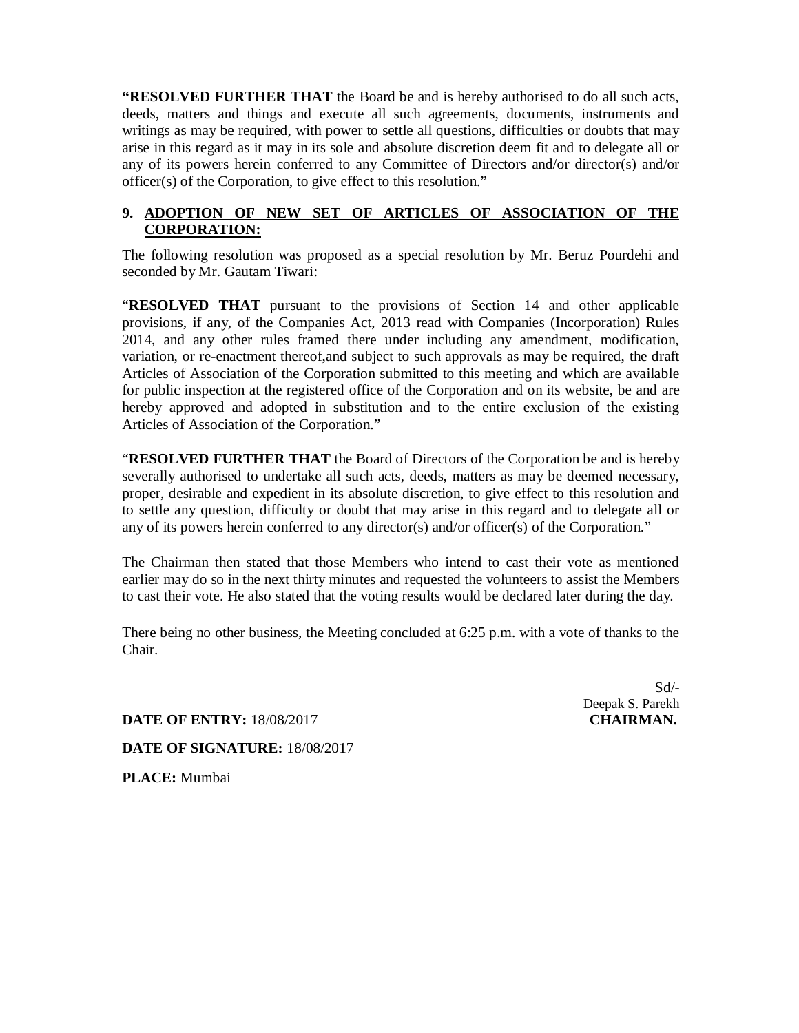"**RESOLVED FURTHER THAT** the Board be and is hereby authorised to do all such acts, deeds, matters and things and execute all such agreements, documents, instruments and writings as may be required, with power to settle all questions, difficulties or doubts that may arise in this regard as it may in its sole and absolute discretion deem fit and to delegate all or any of its powers herein conferred to any Committee of Directors and/or director(s) and/or officer(s) of the Corporation, to give effect to this resolution."

## 9. ADOPTION OF NEW SET OF ARTICLES OF ASSOCIATION OF THE CORPORATION:

The following resolution was proposed as a special resolution by Mr. Beruz Pourdehi and seconded by Mr. Gautam Tiwari:

"**RESOLVED THAT** pursuant to the provisions of Section 14 and other applicable provisions, if any, of the Companies Act, 2013 read with Companies (Incorporation) Rules 2014, and any other rules framed there under including any amendment, modification, variation, or re-enactment thereof,and subject to such approvals as may be required, the draft Articles of Association of the Corporation submitted to this meeting and which are available for public inspection at the registered office of the Corporation and on its website, be and are hereby approved and adopted in substitution and to the entire exclusion of the existing Articles of Association of the Corporation."

"**RESOLVED FURTHER THAT** the Board of Directors of the Corporation be and is hereby severally authorised to undertake all such acts, deeds, matters as may be deemed necessary, proper, desirable and expedient in its absolute discretion, to give effect to this resolution and to settle any question, difficulty or doubt that may arise in this regard and to delegate all or any of its powers herein conferred to any director(s) and/or officer(s) of the Corporation."

The Chairman then stated that those Members who intend to cast their vote as mentioned earlier may do so in the next thirty minutes and requested the volunteers to assist the Members to cast their vote. He also stated that the voting results would be declared later during the day.

There being no other business, the Meeting concluded at 6:25 p.m. with a vote of thanks to the Chair.

Sd/-
Deepak S. Parekh
**CHAIRMAN.**

**DATE OF ENTRY:** 18/08/2017

**DATE OF SIGNATURE:** 18/08/2017

**PLACE:** Mumbai